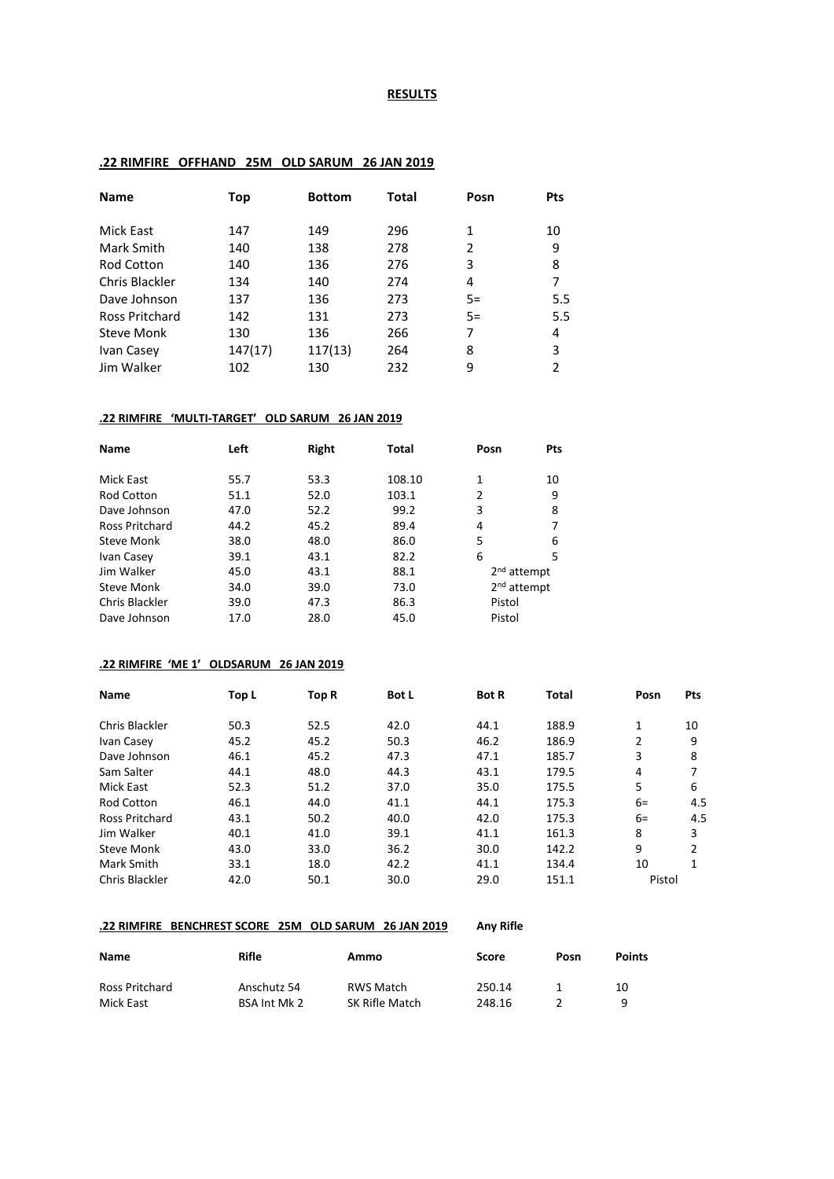**RESULTS**

**.22 RIMFIRE OFFHAND 25M OLD SARUM 26 JAN 2019**

| Name | Top | Bottom | Total | Posn | Pts |
|---|---|---|---|---|---|
| Mick East | 147 | 149 | 296 | 1 | 10 |
| Mark Smith | 140 | 138 | 278 | 2 | 9 |
| Rod Cotton | 140 | 136 | 276 | 3 | 8 |
| Chris Blackler | 134 | 140 | 274 | 4 | 7 |
| Dave Johnson | 137 | 136 | 273 | 5= | 5.5 |
| Ross Pritchard | 142 | 131 | 273 | 5= | 5.5 |
| Steve Monk | 130 | 136 | 266 | 7 | 4 |
| Ivan Casey | 147(17) | 117(13) | 264 | 8 | 3 |
| Jim Walker | 102 | 130 | 232 | 9 | 2 |

**.22 RIMFIRE 'MULTI-TARGET' OLD SARUM 26 JAN 2019**

| Name | Left | Right | Total | Posn | Pts |
|---|---|---|---|---|---|
| Mick East | 55.7 | 53.3 | 108.10 | 1 | 10 |
| Rod Cotton | 51.1 | 52.0 | 103.1 | 2 | 9 |
| Dave Johnson | 47.0 | 52.2 | 99.2 | 3 | 8 |
| Ross Pritchard | 44.2 | 45.2 | 89.4 | 4 | 7 |
| Steve Monk | 38.0 | 48.0 | 86.0 | 5 | 6 |
| Ivan Casey | 39.1 | 43.1 | 82.2 | 6 | 5 |
| Jim Walker | 45.0 | 43.1 | 88.1 | 2nd attempt | |
| Steve Monk | 34.0 | 39.0 | 73.0 | 2nd attempt | |
| Chris Blackler | 39.0 | 47.3 | 86.3 | Pistol | |
| Dave Johnson | 17.0 | 28.0 | 45.0 | Pistol | |

**.22 RIMFIRE 'ME 1' OLDSARUM 26 JAN 2019**

| Name | Top L | Top R | Bot L | Bot R | Total | Posn | Pts |
|---|---|---|---|---|---|---|---|
| Chris Blackler | 50.3 | 52.5 | 42.0 | 44.1 | 188.9 | 1 | 10 |
| Ivan Casey | 45.2 | 45.2 | 50.3 | 46.2 | 186.9 | 2 | 9 |
| Dave Johnson | 46.1 | 45.2 | 47.3 | 47.1 | 185.7 | 3 | 8 |
| Sam Salter | 44.1 | 48.0 | 44.3 | 43.1 | 179.5 | 4 | 7 |
| Mick East | 52.3 | 51.2 | 37.0 | 35.0 | 175.5 | 5 | 6 |
| Rod Cotton | 46.1 | 44.0 | 41.1 | 44.1 | 175.3 | 6= | 4.5 |
| Ross Pritchard | 43.1 | 50.2 | 40.0 | 42.0 | 175.3 | 6= | 4.5 |
| Jim Walker | 40.1 | 41.0 | 39.1 | 41.1 | 161.3 | 8 | 3 |
| Steve Monk | 43.0 | 33.0 | 36.2 | 30.0 | 142.2 | 9 | 2 |
| Mark Smith | 33.1 | 18.0 | 42.2 | 41.1 | 134.4 | 10 | 1 |
| Chris Blackler | 42.0 | 50.1 | 30.0 | 29.0 | 151.1 | Pistol | |

**.22 RIMFIRE BENCHREST SCORE 25M OLD SARUM 26 JAN 2019** **Any Rifle**

| Name | Rifle | Ammo | Score | Posn | Points |
|---|---|---|---|---|---|
| Ross Pritchard | Anschutz 54 | RWS Match | 250.14 | 1 | 10 |
| Mick East | BSA Int Mk 2 | SK Rifle Match | 248.16 | 2 | 9 |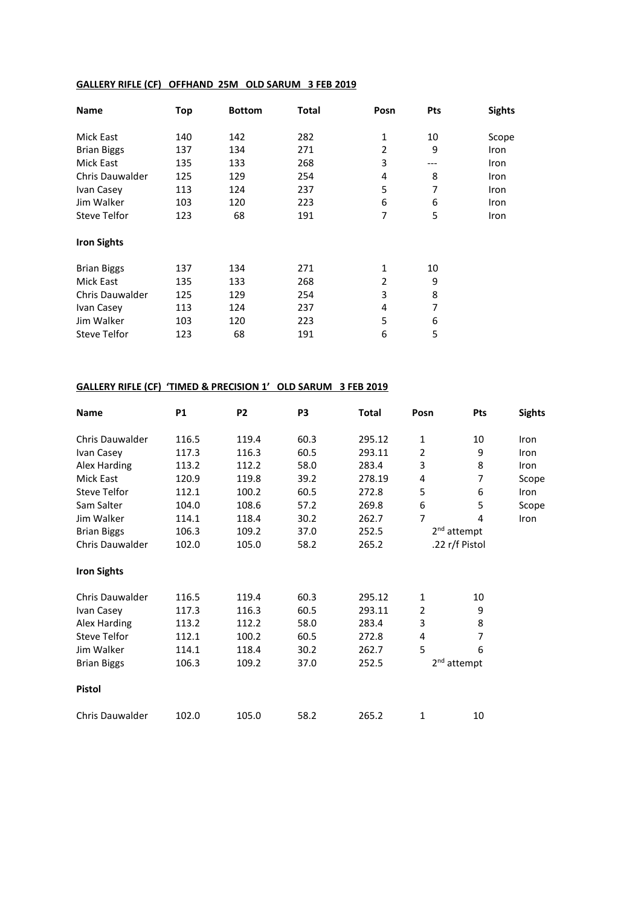**GALLERY RIFLE (CF) OFFHAND 25M OLD SARUM 3 FEB 2019**

| Name | Top | Bottom | Total | Posn | Pts | Sights |
|---|---|---|---|---|---|---|
| Mick East | 140 | 142 | 282 | 1 | 10 | Scope |
| Brian Biggs | 137 | 134 | 271 | 2 | 9 | Iron |
| Mick East | 135 | 133 | 268 | 3 | --- | Iron |
| Chris Dauwalder | 125 | 129 | 254 | 4 | 8 | Iron |
| Ivan Casey | 113 | 124 | 237 | 5 | 7 | Iron |
| Jim Walker | 103 | 120 | 223 | 6 | 6 | Iron |
| Steve Telfor | 123 | 68 | 191 | 7 | 5 | Iron |

**Iron Sights**

| Name | Top | Bottom | Total | Posn | Pts |
|---|---|---|---|---|---|
| Brian Biggs | 137 | 134 | 271 | 1 | 10 |
| Mick East | 135 | 133 | 268 | 2 | 9 |
| Chris Dauwalder | 125 | 129 | 254 | 3 | 8 |
| Ivan Casey | 113 | 124 | 237 | 4 | 7 |
| Jim Walker | 103 | 120 | 223 | 5 | 6 |
| Steve Telfor | 123 | 68 | 191 | 6 | 5 |

**GALLERY RIFLE (CF) 'TIMED & PRECISION 1' OLD SARUM 3 FEB 2019**

| Name | P1 | P2 | P3 | Total | Posn | Pts | Sights |
|---|---|---|---|---|---|---|---|
| Chris Dauwalder | 116.5 | 119.4 | 60.3 | 295.12 | 1 | 10 | Iron |
| Ivan Casey | 117.3 | 116.3 | 60.5 | 293.11 | 2 | 9 | Iron |
| Alex Harding | 113.2 | 112.2 | 58.0 | 283.4 | 3 | 8 | Iron |
| Mick East | 120.9 | 119.8 | 39.2 | 278.19 | 4 | 7 | Scope |
| Steve Telfor | 112.1 | 100.2 | 60.5 | 272.8 | 5 | 6 | Iron |
| Sam Salter | 104.0 | 108.6 | 57.2 | 269.8 | 6 | 5 | Scope |
| Jim Walker | 114.1 | 118.4 | 30.2 | 262.7 | 7 | 4 | Iron |
| Brian Biggs | 106.3 | 109.2 | 37.0 | 252.5 | 2nd attempt | | |
| Chris Dauwalder | 102.0 | 105.0 | 58.2 | 265.2 | .22 r/f Pistol | | |

**Iron Sights**

| Name | P1 | P2 | P3 | Total | Posn | Pts |
|---|---|---|---|---|---|---|
| Chris Dauwalder | 116.5 | 119.4 | 60.3 | 295.12 | 1 | 10 |
| Ivan Casey | 117.3 | 116.3 | 60.5 | 293.11 | 2 | 9 |
| Alex Harding | 113.2 | 112.2 | 58.0 | 283.4 | 3 | 8 |
| Steve Telfor | 112.1 | 100.2 | 60.5 | 272.8 | 4 | 7 |
| Jim Walker | 114.1 | 118.4 | 30.2 | 262.7 | 5 | 6 |
| Brian Biggs | 106.3 | 109.2 | 37.0 | 252.5 | 2nd attempt | |

**Pistol**

| Name | P1 | P2 | P3 | Total | Posn | Pts |
|---|---|---|---|---|---|---|
| Chris Dauwalder | 102.0 | 105.0 | 58.2 | 265.2 | 1 | 10 |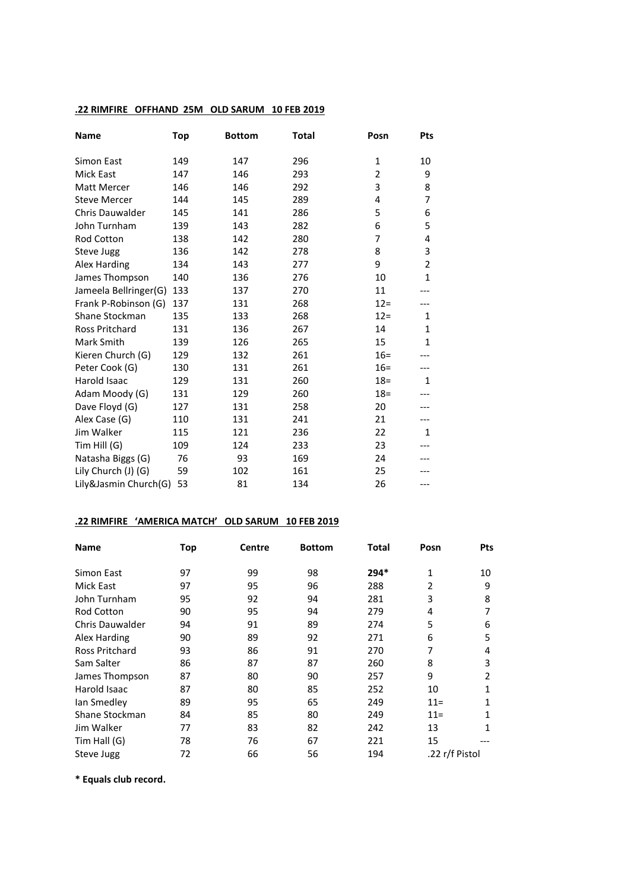**.22 RIMFIRE OFFHAND 25M OLD SARUM 10 FEB 2019**

| Name | Top | Bottom | Total | Posn | Pts |
|---|---|---|---|---|---|
| Simon East | 149 | 147 | 296 | 1 | 10 |
| Mick East | 147 | 146 | 293 | 2 | 9 |
| Matt Mercer | 146 | 146 | 292 | 3 | 8 |
| Steve Mercer | 144 | 145 | 289 | 4 | 7 |
| Chris Dauwalder | 145 | 141 | 286 | 5 | 6 |
| John Turnham | 139 | 143 | 282 | 6 | 5 |
| Rod Cotton | 138 | 142 | 280 | 7 | 4 |
| Steve Jugg | 136 | 142 | 278 | 8 | 3 |
| Alex Harding | 134 | 143 | 277 | 9 | 2 |
| James Thompson | 140 | 136 | 276 | 10 | 1 |
| Jameela Bellringer(G) | 133 | 137 | 270 | 11 | --- |
| Frank P-Robinson (G) | 137 | 131 | 268 | 12= | --- |
| Shane Stockman | 135 | 133 | 268 | 12= | 1 |
| Ross Pritchard | 131 | 136 | 267 | 14 | 1 |
| Mark Smith | 139 | 126 | 265 | 15 | 1 |
| Kieren Church (G) | 129 | 132 | 261 | 16= | --- |
| Peter Cook (G) | 130 | 131 | 261 | 16= | --- |
| Harold Isaac | 129 | 131 | 260 | 18= | 1 |
| Adam Moody (G) | 131 | 129 | 260 | 18= | --- |
| Dave Floyd (G) | 127 | 131 | 258 | 20 | --- |
| Alex Case (G) | 110 | 131 | 241 | 21 | --- |
| Jim Walker | 115 | 121 | 236 | 22 | 1 |
| Tim Hill (G) | 109 | 124 | 233 | 23 | --- |
| Natasha Biggs (G) | 76 | 93 | 169 | 24 | --- |
| Lily Church (J) (G) | 59 | 102 | 161 | 25 | --- |
| Lily&Jasmin Church(G) | 53 | 81 | 134 | 26 | --- |

**.22 RIMFIRE 'AMERICA MATCH' OLD SARUM 10 FEB 2019**

| Name | Top | Centre | Bottom | Total | Posn | Pts |
|---|---|---|---|---|---|---|
| Simon East | 97 | 99 | 98 | **294*** | 1 | 10 |
| Mick East | 97 | 95 | 96 | 288 | 2 | 9 |
| John Turnham | 95 | 92 | 94 | 281 | 3 | 8 |
| Rod Cotton | 90 | 95 | 94 | 279 | 4 | 7 |
| Chris Dauwalder | 94 | 91 | 89 | 274 | 5 | 6 |
| Alex Harding | 90 | 89 | 92 | 271 | 6 | 5 |
| Ross Pritchard | 93 | 86 | 91 | 270 | 7 | 4 |
| Sam Salter | 86 | 87 | 87 | 260 | 8 | 3 |
| James Thompson | 87 | 80 | 90 | 257 | 9 | 2 |
| Harold Isaac | 87 | 80 | 85 | 252 | 10 | 1 |
| Ian Smedley | 89 | 95 | 65 | 249 | 11= | 1 |
| Shane Stockman | 84 | 85 | 80 | 249 | 11= | 1 |
| Jim Walker | 77 | 83 | 82 | 242 | 13 | 1 |
| Tim Hall (G) | 78 | 76 | 67 | 221 | 15 | --- |
| Steve Jugg | 72 | 66 | 56 | 194 | .22 r/f Pistol | |

**\* Equals club record.**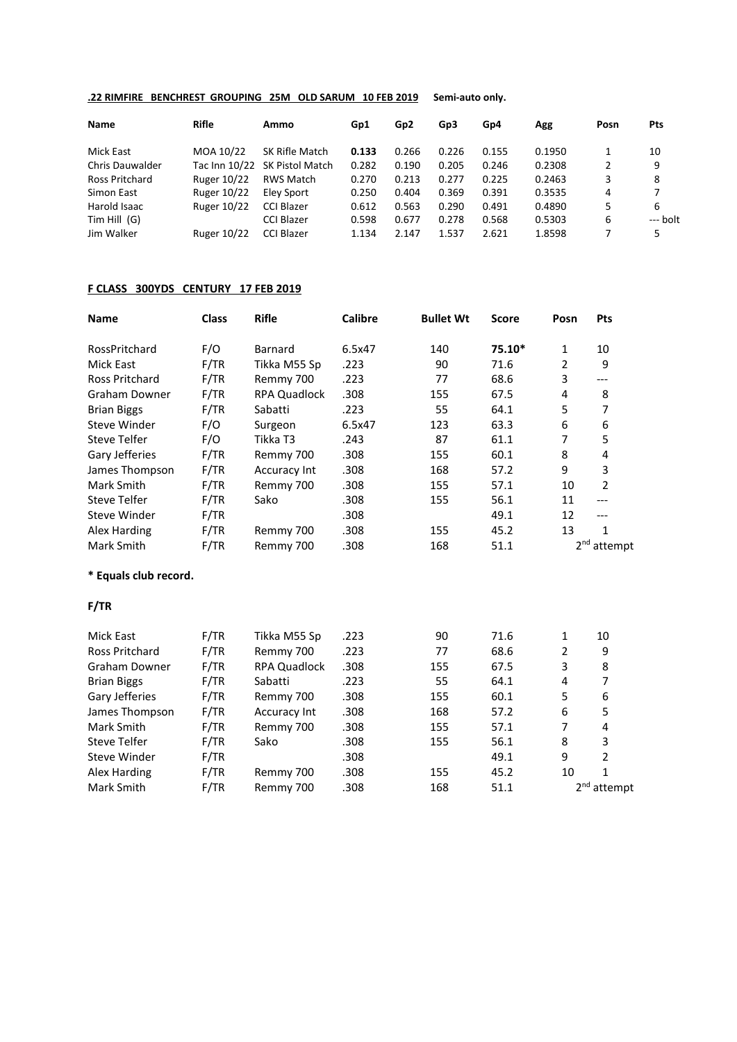**.22 RIMFIRE BENCHREST GROUPING 25M OLD SARUM 10 FEB 2019** **Semi-auto only.**

| Name | Rifle | Ammo | Gp1 | Gp2 | Gp3 | Gp4 | Agg | Posn | Pts |
|---|---|---|---|---|---|---|---|---|---|
| Mick East | MOA 10/22 | SK Rifle Match | **0.133** | 0.266 | 0.226 | 0.155 | 0.1950 | 1 | 10 |
| Chris Dauwalder | Tac Inn 10/22 | SK Pistol Match | 0.282 | 0.190 | 0.205 | 0.246 | 0.2308 | 2 | 9 |
| Ross Pritchard | Ruger 10/22 | RWS Match | 0.270 | 0.213 | 0.277 | 0.225 | 0.2463 | 3 | 8 |
| Simon East | Ruger 10/22 | Eley Sport | 0.250 | 0.404 | 0.369 | 0.391 | 0.3535 | 4 | 7 |
| Harold Isaac | Ruger 10/22 | CCI Blazer | 0.612 | 0.563 | 0.290 | 0.491 | 0.4890 | 5 | 6 |
| Tim Hill (G) | | CCI Blazer | 0.598 | 0.677 | 0.278 | 0.568 | 0.5303 | 6 | --- bolt |
| Jim Walker | Ruger 10/22 | CCI Blazer | 1.134 | 2.147 | 1.537 | 2.621 | 1.8598 | 7 | 5 |

**F CLASS 300YDS CENTURY 17 FEB 2019**

| Name | Class | Rifle | Calibre | Bullet Wt | Score | Posn | Pts |
|---|---|---|---|---|---|---|---|
| RossPritchard | F/O | Barnard | 6.5x47 | 140 | **75.10*** | 1 | 10 |
| Mick East | F/TR | Tikka M55 Sp | .223 | 90 | 71.6 | 2 | 9 |
| Ross Pritchard | F/TR | Remmy 700 | .223 | 77 | 68.6 | 3 | --- |
| Graham Downer | F/TR | RPA Quadlock | .308 | 155 | 67.5 | 4 | 8 |
| Brian Biggs | F/TR | Sabatti | .223 | 55 | 64.1 | 5 | 7 |
| Steve Winder | F/O | Surgeon | 6.5x47 | 123 | 63.3 | 6 | 6 |
| Steve Telfer | F/O | Tikka T3 | .243 | 87 | 61.1 | 7 | 5 |
| Gary Jefferies | F/TR | Remmy 700 | .308 | 155 | 60.1 | 8 | 4 |
| James Thompson | F/TR | Accuracy Int | .308 | 168 | 57.2 | 9 | 3 |
| Mark Smith | F/TR | Remmy 700 | .308 | 155 | 57.1 | 10 | 2 |
| Steve Telfer | F/TR | Sako | .308 | 155 | 56.1 | 11 | --- |
| Steve Winder | F/TR | | .308 | | 49.1 | 12 | --- |
| Alex Harding | F/TR | Remmy 700 | .308 | 155 | 45.2 | 13 | 1 |
| Mark Smith | F/TR | Remmy 700 | .308 | 168 | 51.1 | 2nd attempt | |

**\* Equals club record.**

**F/TR**

| Name | Class | Rifle | Calibre | Bullet Wt | Score | Posn | Pts |
|---|---|---|---|---|---|---|---|
| Mick East | F/TR | Tikka M55 Sp | .223 | 90 | 71.6 | 1 | 10 |
| Ross Pritchard | F/TR | Remmy 700 | .223 | 77 | 68.6 | 2 | 9 |
| Graham Downer | F/TR | RPA Quadlock | .308 | 155 | 67.5 | 3 | 8 |
| Brian Biggs | F/TR | Sabatti | .223 | 55 | 64.1 | 4 | 7 |
| Gary Jefferies | F/TR | Remmy 700 | .308 | 155 | 60.1 | 5 | 6 |
| James Thompson | F/TR | Accuracy Int | .308 | 168 | 57.2 | 6 | 5 |
| Mark Smith | F/TR | Remmy 700 | .308 | 155 | 57.1 | 7 | 4 |
| Steve Telfer | F/TR | Sako | .308 | 155 | 56.1 | 8 | 3 |
| Steve Winder | F/TR | | .308 | | 49.1 | 9 | 2 |
| Alex Harding | F/TR | Remmy 700 | .308 | 155 | 45.2 | 10 | 1 |
| Mark Smith | F/TR | Remmy 700 | .308 | 168 | 51.1 | 2nd attempt | |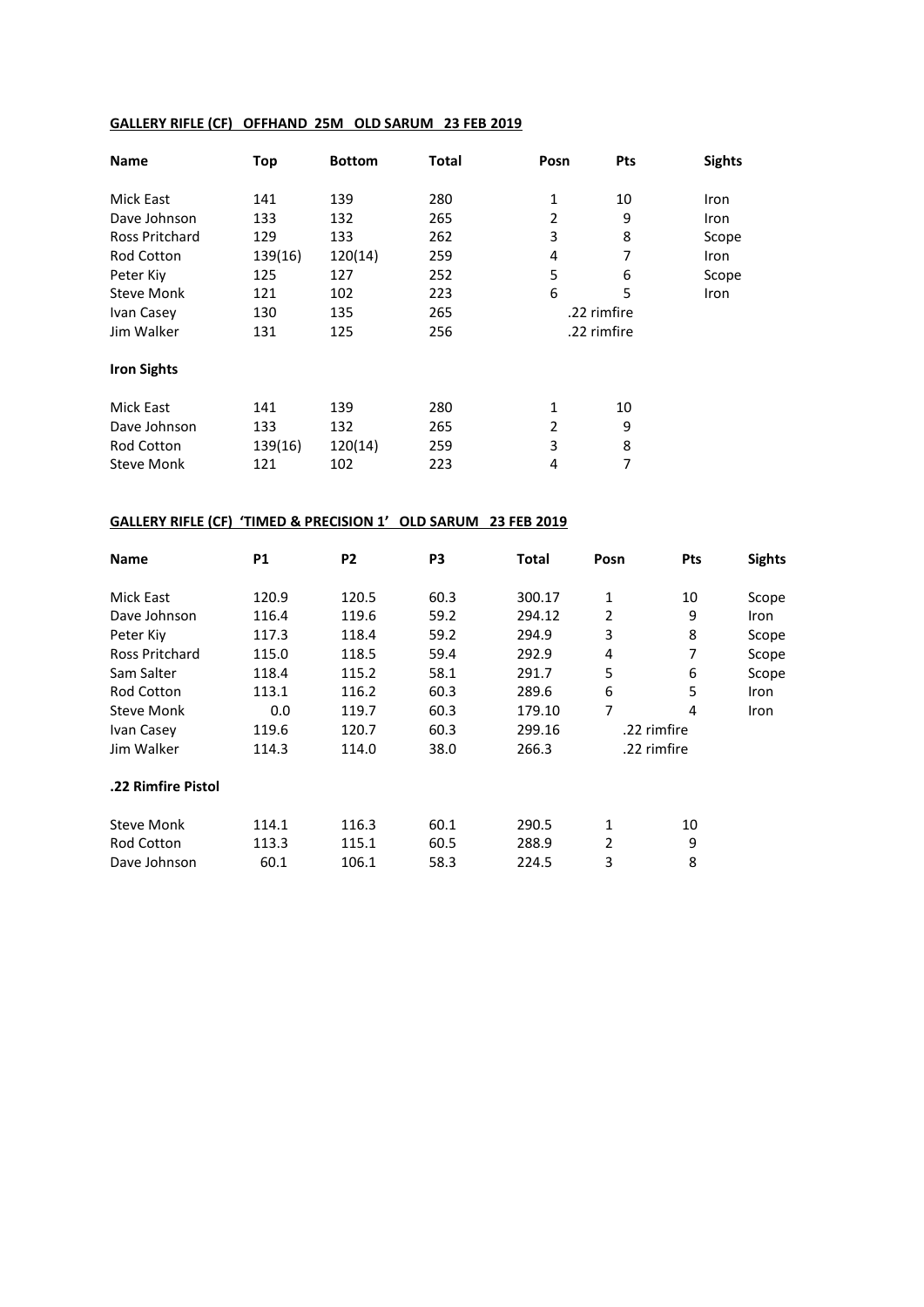**GALLERY RIFLE (CF) OFFHAND 25M OLD SARUM 23 FEB 2019**

| Name | Top | Bottom | Total | Posn | Pts | Sights |
|---|---|---|---|---|---|---|
| Mick East | 141 | 139 | 280 | 1 | 10 | Iron |
| Dave Johnson | 133 | 132 | 265 | 2 | 9 | Iron |
| Ross Pritchard | 129 | 133 | 262 | 3 | 8 | Scope |
| Rod Cotton | 139(16) | 120(14) | 259 | 4 | 7 | Iron |
| Peter Kiy | 125 | 127 | 252 | 5 | 6 | Scope |
| Steve Monk | 121 | 102 | 223 | 6 | 5 | Iron |
| Ivan Casey | 130 | 135 | 265 | .22 rimfire | | |
| Jim Walker | 131 | 125 | 256 | .22 rimfire | | |

**Iron Sights**

| Name | Top | Bottom | Total | Posn | Pts |
|---|---|---|---|---|---|
| Mick East | 141 | 139 | 280 | 1 | 10 |
| Dave Johnson | 133 | 132 | 265 | 2 | 9 |
| Rod Cotton | 139(16) | 120(14) | 259 | 3 | 8 |
| Steve Monk | 121 | 102 | 223 | 4 | 7 |

**GALLERY RIFLE (CF) 'TIMED & PRECISION 1' OLD SARUM 23 FEB 2019**

| Name | P1 | P2 | P3 | Total | Posn | Pts | Sights |
|---|---|---|---|---|---|---|---|
| Mick East | 120.9 | 120.5 | 60.3 | 300.17 | 1 | 10 | Scope |
| Dave Johnson | 116.4 | 119.6 | 59.2 | 294.12 | 2 | 9 | Iron |
| Peter Kiy | 117.3 | 118.4 | 59.2 | 294.9 | 3 | 8 | Scope |
| Ross Pritchard | 115.0 | 118.5 | 59.4 | 292.9 | 4 | 7 | Scope |
| Sam Salter | 118.4 | 115.2 | 58.1 | 291.7 | 5 | 6 | Scope |
| Rod Cotton | 113.1 | 116.2 | 60.3 | 289.6 | 6 | 5 | Iron |
| Steve Monk | 0.0 | 119.7 | 60.3 | 179.10 | 7 | 4 | Iron |
| Ivan Casey | 119.6 | 120.7 | 60.3 | 299.16 | .22 rimfire | | |
| Jim Walker | 114.3 | 114.0 | 38.0 | 266.3 | .22 rimfire | | |

**.22 Rimfire Pistol**

| Name | P1 | P2 | P3 | Total | Posn | Pts |
|---|---|---|---|---|---|---|
| Steve Monk | 114.1 | 116.3 | 60.1 | 290.5 | 1 | 10 |
| Rod Cotton | 113.3 | 115.1 | 60.5 | 288.9 | 2 | 9 |
| Dave Johnson | 60.1 | 106.1 | 58.3 | 224.5 | 3 | 8 |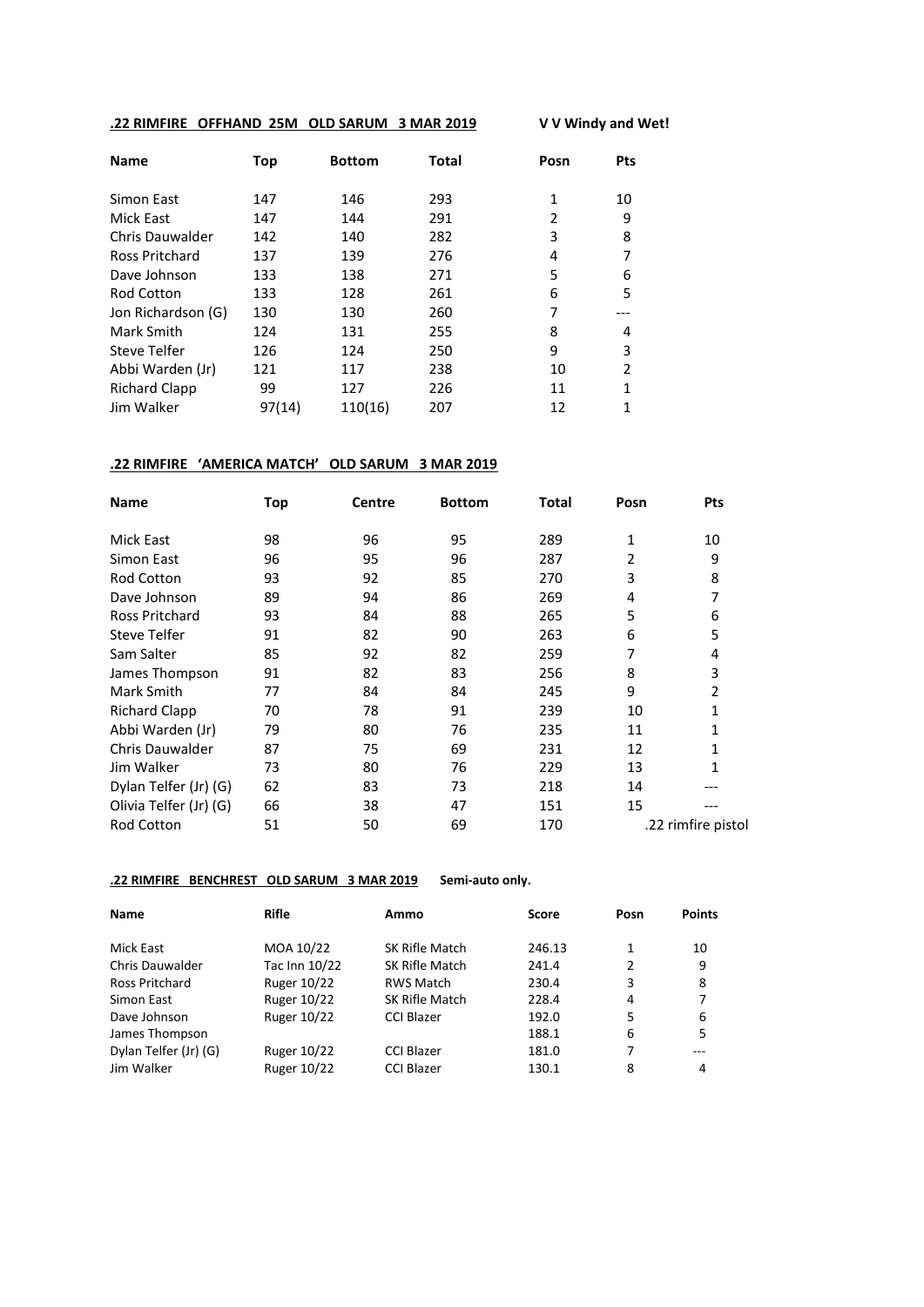**.22 RIMFIRE OFFHAND 25M OLD SARUM 3 MAR 2019** **V V Windy and Wet!**

| Name | Top | Bottom | Total | Posn | Pts |
|---|---|---|---|---|---|
| Simon East | 147 | 146 | 293 | 1 | 10 |
| Mick East | 147 | 144 | 291 | 2 | 9 |
| Chris Dauwalder | 142 | 140 | 282 | 3 | 8 |
| Ross Pritchard | 137 | 139 | 276 | 4 | 7 |
| Dave Johnson | 133 | 138 | 271 | 5 | 6 |
| Rod Cotton | 133 | 128 | 261 | 6 | 5 |
| Jon Richardson (G) | 130 | 130 | 260 | 7 | --- |
| Mark Smith | 124 | 131 | 255 | 8 | 4 |
| Steve Telfer | 126 | 124 | 250 | 9 | 3 |
| Abbi Warden (Jr) | 121 | 117 | 238 | 10 | 2 |
| Richard Clapp | 99 | 127 | 226 | 11 | 1 |
| Jim Walker | 97(14) | 110(16) | 207 | 12 | 1 |

**.22 RIMFIRE 'AMERICA MATCH' OLD SARUM 3 MAR 2019**

| Name | Top | Centre | Bottom | Total | Posn | Pts |
|---|---|---|---|---|---|---|
| Mick East | 98 | 96 | 95 | 289 | 1 | 10 |
| Simon East | 96 | 95 | 96 | 287 | 2 | 9 |
| Rod Cotton | 93 | 92 | 85 | 270 | 3 | 8 |
| Dave Johnson | 89 | 94 | 86 | 269 | 4 | 7 |
| Ross Pritchard | 93 | 84 | 88 | 265 | 5 | 6 |
| Steve Telfer | 91 | 82 | 90 | 263 | 6 | 5 |
| Sam Salter | 85 | 92 | 82 | 259 | 7 | 4 |
| James Thompson | 91 | 82 | 83 | 256 | 8 | 3 |
| Mark Smith | 77 | 84 | 84 | 245 | 9 | 2 |
| Richard Clapp | 70 | 78 | 91 | 239 | 10 | 1 |
| Abbi Warden (Jr) | 79 | 80 | 76 | 235 | 11 | 1 |
| Chris Dauwalder | 87 | 75 | 69 | 231 | 12 | 1 |
| Jim Walker | 73 | 80 | 76 | 229 | 13 | 1 |
| Dylan Telfer (Jr) (G) | 62 | 83 | 73 | 218 | 14 | --- |
| Olivia Telfer (Jr) (G) | 66 | 38 | 47 | 151 | 15 | --- |
| Rod Cotton | 51 | 50 | 69 | 170 | .22 rimfire pistol | |

**.22 RIMFIRE BENCHREST OLD SARUM 3 MAR 2019** **Semi-auto only.**

| Name | Rifle | Ammo | Score | Posn | Points |
|---|---|---|---|---|---|
| Mick East | MOA 10/22 | SK Rifle Match | 246.13 | 1 | 10 |
| Chris Dauwalder | Tac Inn 10/22 | SK Rifle Match | 241.4 | 2 | 9 |
| Ross Pritchard | Ruger 10/22 | RWS Match | 230.4 | 3 | 8 |
| Simon East | Ruger 10/22 | SK Rifle Match | 228.4 | 4 | 7 |
| Dave Johnson | Ruger 10/22 | CCI Blazer | 192.0 | 5 | 6 |
| James Thompson | | | 188.1 | 6 | 5 |
| Dylan Telfer (Jr) (G) | Ruger 10/22 | CCI Blazer | 181.0 | 7 | --- |
| Jim Walker | Ruger 10/22 | CCI Blazer | 130.1 | 8 | 4 |